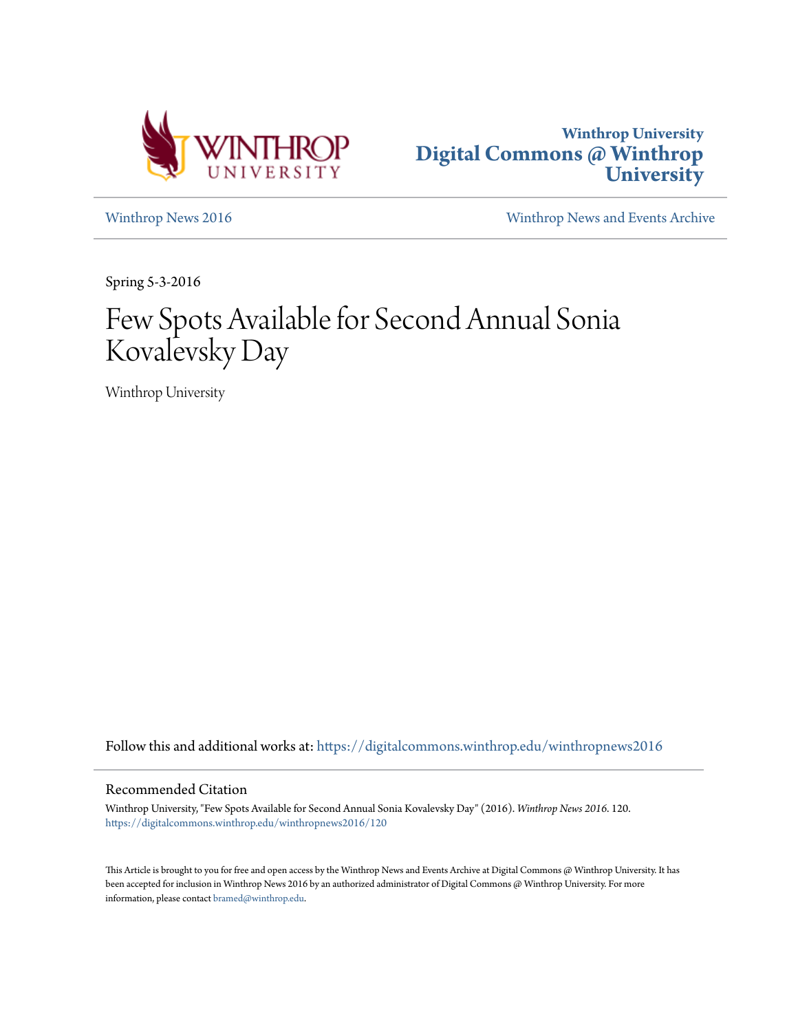Winthrop University
Digital Commons @ Winthrop University

Winthrop News 2016 | Winthrop News and Events Archive

Spring 5-3-2016

# Few Spots Available for Second Annual Sonia Kovalevsky Day

Winthrop University

Follow this and additional works at: https://digitalcommons.winthrop.edu/winthropnews2016

## Recommended Citation

Winthrop University, "Few Spots Available for Second Annual Sonia Kovalevsky Day" (2016). *Winthrop News 2016*. 120.
https://digitalcommons.winthrop.edu/winthropnews2016/120

This Article is brought to you for free and open access by the Winthrop News and Events Archive at Digital Commons @ Winthrop University. It has been accepted for inclusion in Winthrop News 2016 by an authorized administrator of Digital Commons @ Winthrop University. For more information, please contact bramed@winthrop.edu.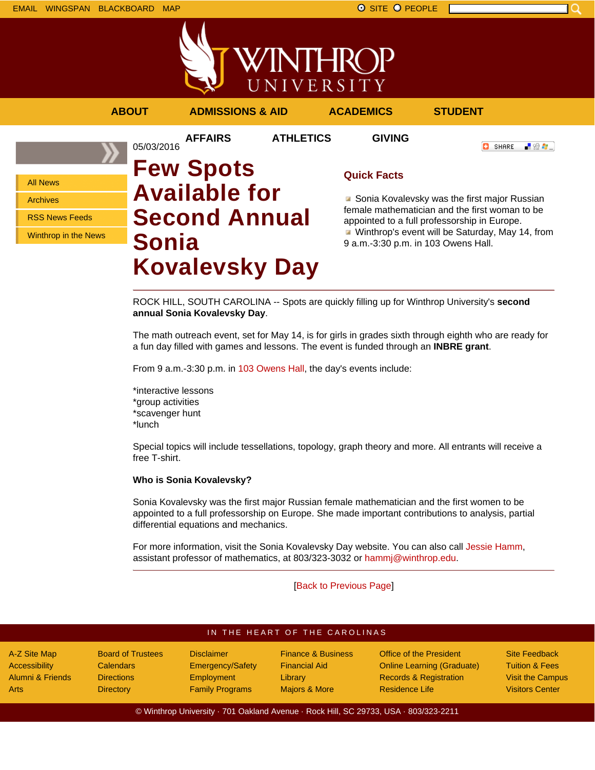05/03/2016

# Few Spots Available for Second Annual Sonia Kovalevsky Day

### Quick Facts

- Sonia Kovalevsky was the first major Russian female mathematician and the first woman to be appointed to a full professorship in Europe.
- Winthrop's event will be Saturday, May 14, from 9 a.m.-3:30 p.m. in 103 Owens Hall.

ROCK HILL, SOUTH CAROLINA -- Spots are quickly filling up for Winthrop University's **second annual Sonia Kovalevsky Day**.

The math outreach event, set for May 14, is for girls in grades sixth through eighth who are ready for a fun day filled with games and lessons. The event is funded through an **INBRE grant**.

From 9 a.m.-3:30 p.m. in 103 Owens Hall, the day's events include:

*interactive lessons
*group activities
*scavenger hunt
*lunch

Special topics will include tessellations, topology, graph theory and more. All entrants will receive a free T-shirt.

**Who is Sonia Kovalevsky?**

Sonia Kovalevsky was the first major Russian female mathematician and the first women to be appointed to a full professorship on Europe. She made important contributions to analysis, partial differential equations and mechanics.

For more information, visit the Sonia Kovalevsky Day website. You can also call Jessie Hamm, assistant professor of mathematics, at 803/323-3032 or hammj@winthrop.edu.

[Back to Previous Page]